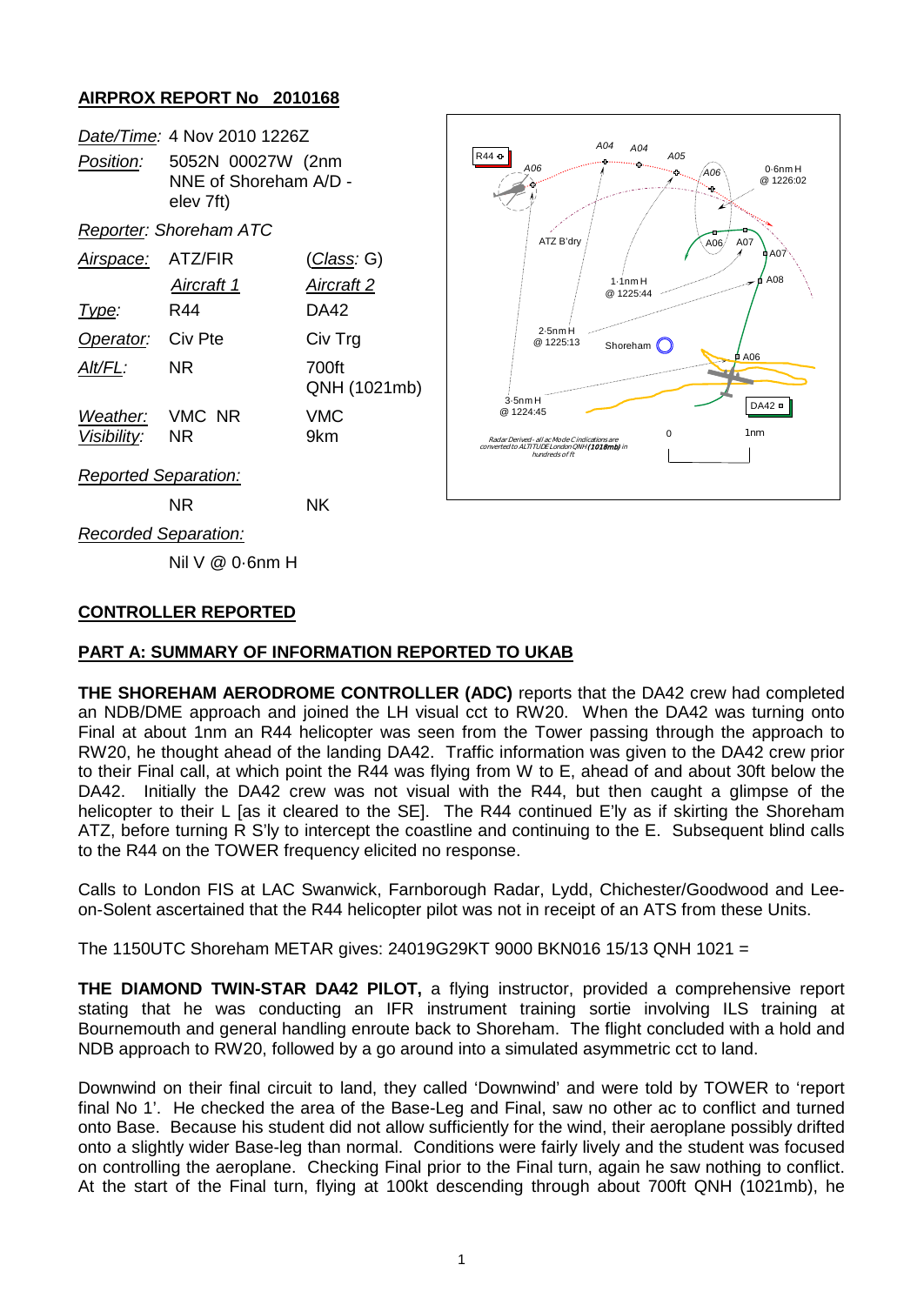## AIRPROX REPORT No 2010168

| | | |
|---|---|---|
| *Date/Time:* | 4 Nov 2010 1226Z | |
| *Position:* | 5052N 00027W (2nm NNE of Shoreham A/D - elev 7ft) | |
| *Reporter:* | Shoreham ATC | |
| *Airspace:* | ATZ/FIR | (*Class:* G) |
| | *Aircraft 1* | *Aircraft 2* |
| *Type:* | R44 | DA42 |
| *Operator:* | Civ Pte | Civ Trg |
| *Alt/FL:* | NR | 700ft QNH (1021mb) |
| *Weather:* | VMC NR | VMC |
| *Visibility:* | NR | 9km |
| *Reported Separation:* | | |
| | NR | NK |
| *Recorded Separation:* | | |
| | Nil V @ 0·6nm H | |

## CONTROLLER REPORTED

## PART A: SUMMARY OF INFORMATION REPORTED TO UKAB

**THE SHOREHAM AERODROME CONTROLLER (ADC)** reports that the DA42 crew had completed an NDB/DME approach and joined the LH visual cct to RW20. When the DA42 was turning onto Final at about 1nm an R44 helicopter was seen from the Tower passing through the approach to RW20, he thought ahead of the landing DA42. Traffic information was given to the DA42 crew prior to their Final call, at which point the R44 was flying from W to E, ahead of and about 30ft below the DA42. Initially the DA42 crew was not visual with the R44, but then caught a glimpse of the helicopter to their L [as it cleared to the SE]. The R44 continued E'ly as if skirting the Shoreham ATZ, before turning R S'ly to intercept the coastline and continuing to the E. Subsequent blind calls to the R44 on the TOWER frequency elicited no response.

Calls to London FIS at LAC Swanwick, Farnborough Radar, Lydd, Chichester/Goodwood and Lee-on-Solent ascertained that the R44 helicopter pilot was not in receipt of an ATS from these Units.

The 1150UTC Shoreham METAR gives: 24019G29KT 9000 BKN016 15/13 QNH 1021 =

**THE DIAMOND TWIN-STAR DA42 PILOT,** a flying instructor, provided a comprehensive report stating that he was conducting an IFR instrument training sortie involving ILS training at Bournemouth and general handling enroute back to Shoreham. The flight concluded with a hold and NDB approach to RW20, followed by a go around into a simulated asymmetric cct to land.

Downwind on their final circuit to land, they called 'Downwind' and were told by TOWER to 'report final No 1'. He checked the area of the Base-Leg and Final, saw no other ac to conflict and turned onto Base. Because his student did not allow sufficiently for the wind, their aeroplane possibly drifted onto a slightly wider Base-leg than normal. Conditions were fairly lively and the student was focused on controlling the aeroplane. Checking Final prior to the Final turn, again he saw nothing to conflict. At the start of the Final turn, flying at 100kt descending through about 700ft QNH (1021mb), he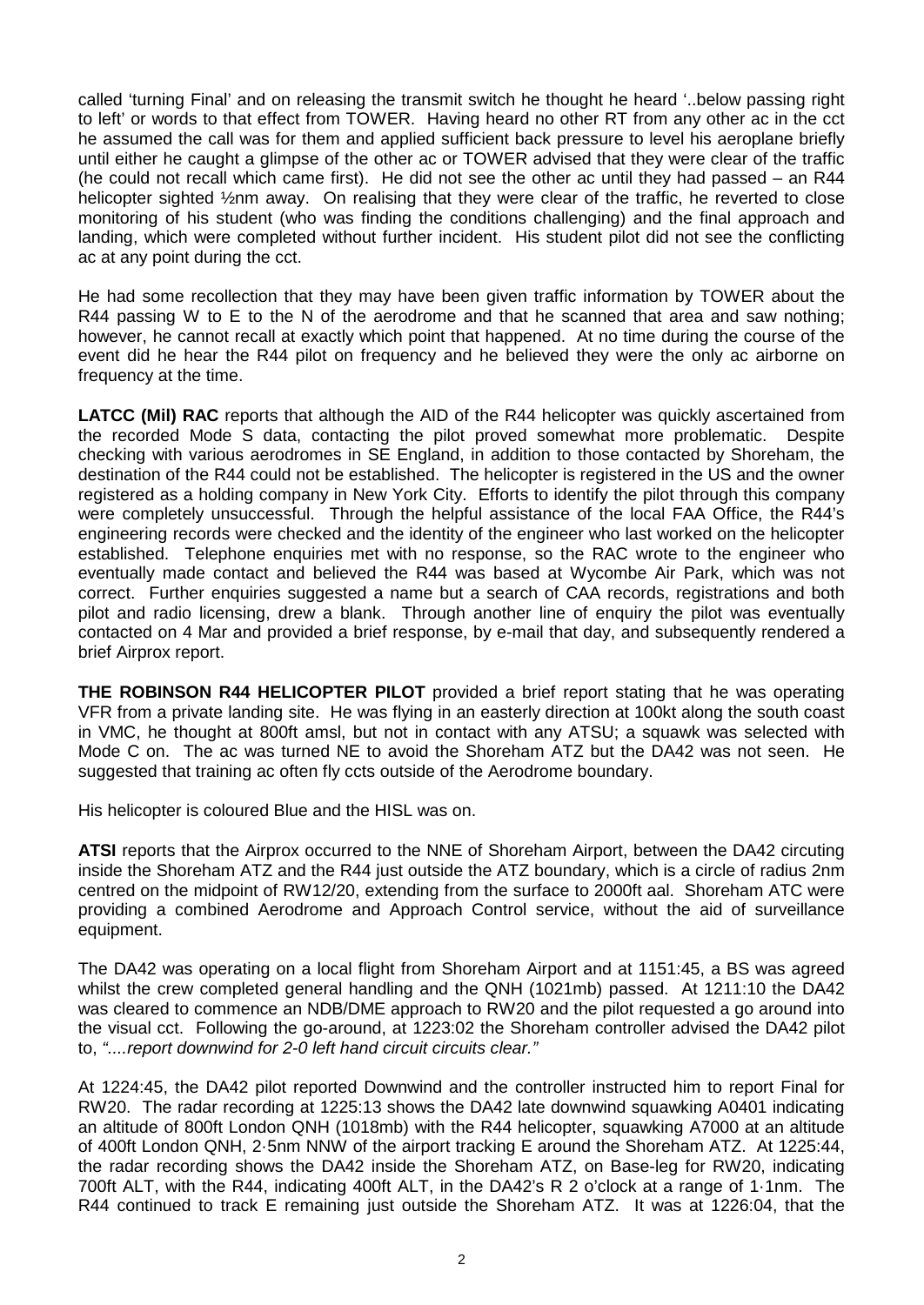called 'turning Final' and on releasing the transmit switch he thought he heard '..below passing right to left' or words to that effect from TOWER. Having heard no other RT from any other ac in the cct he assumed the call was for them and applied sufficient back pressure to level his aeroplane briefly until either he caught a glimpse of the other ac or TOWER advised that they were clear of the traffic (he could not recall which came first). He did not see the other ac until they had passed – an R44 helicopter sighted ½nm away. On realising that they were clear of the traffic, he reverted to close monitoring of his student (who was finding the conditions challenging) and the final approach and landing, which were completed without further incident. His student pilot did not see the conflicting ac at any point during the cct.

He had some recollection that they may have been given traffic information by TOWER about the R44 passing W to E to the N of the aerodrome and that he scanned that area and saw nothing; however, he cannot recall at exactly which point that happened. At no time during the course of the event did he hear the R44 pilot on frequency and he believed they were the only ac airborne on frequency at the time.

**LATCC (Mil) RAC** reports that although the AID of the R44 helicopter was quickly ascertained from the recorded Mode S data, contacting the pilot proved somewhat more problematic. Despite checking with various aerodromes in SE England, in addition to those contacted by Shoreham, the destination of the R44 could not be established. The helicopter is registered in the US and the owner registered as a holding company in New York City. Efforts to identify the pilot through this company were completely unsuccessful. Through the helpful assistance of the local FAA Office, the R44's engineering records were checked and the identity of the engineer who last worked on the helicopter established. Telephone enquiries met with no response, so the RAC wrote to the engineer who eventually made contact and believed the R44 was based at Wycombe Air Park, which was not correct. Further enquiries suggested a name but a search of CAA records, registrations and both pilot and radio licensing, drew a blank. Through another line of enquiry the pilot was eventually contacted on 4 Mar and provided a brief response, by e-mail that day, and subsequently rendered a brief Airprox report.

**THE ROBINSON R44 HELICOPTER PILOT** provided a brief report stating that he was operating VFR from a private landing site. He was flying in an easterly direction at 100kt along the south coast in VMC, he thought at 800ft amsl, but not in contact with any ATSU; a squawk was selected with Mode C on. The ac was turned NE to avoid the Shoreham ATZ but the DA42 was not seen. He suggested that training ac often fly ccts outside of the Aerodrome boundary.

His helicopter is coloured Blue and the HISL was on.

**ATSI** reports that the Airprox occurred to the NNE of Shoreham Airport, between the DA42 circuting inside the Shoreham ATZ and the R44 just outside the ATZ boundary, which is a circle of radius 2nm centred on the midpoint of RW12/20, extending from the surface to 2000ft aal. Shoreham ATC were providing a combined Aerodrome and Approach Control service, without the aid of surveillance equipment.

The DA42 was operating on a local flight from Shoreham Airport and at 1151:45, a BS was agreed whilst the crew completed general handling and the QNH (1021mb) passed. At 1211:10 the DA42 was cleared to commence an NDB/DME approach to RW20 and the pilot requested a go around into the visual cct. Following the go-around, at 1223:02 the Shoreham controller advised the DA42 pilot to, *"....report downwind for 2-0 left hand circuit circuits clear."*

At 1224:45, the DA42 pilot reported Downwind and the controller instructed him to report Final for RW20. The radar recording at 1225:13 shows the DA42 late downwind squawking A0401 indicating an altitude of 800ft London QNH (1018mb) with the R44 helicopter, squawking A7000 at an altitude of 400ft London QNH, 2·5nm NNW of the airport tracking E around the Shoreham ATZ. At 1225:44, the radar recording shows the DA42 inside the Shoreham ATZ, on Base-leg for RW20, indicating 700ft ALT, with the R44, indicating 400ft ALT, in the DA42's R 2 o'clock at a range of 1·1nm. The R44 continued to track E remaining just outside the Shoreham ATZ. It was at 1226:04, that the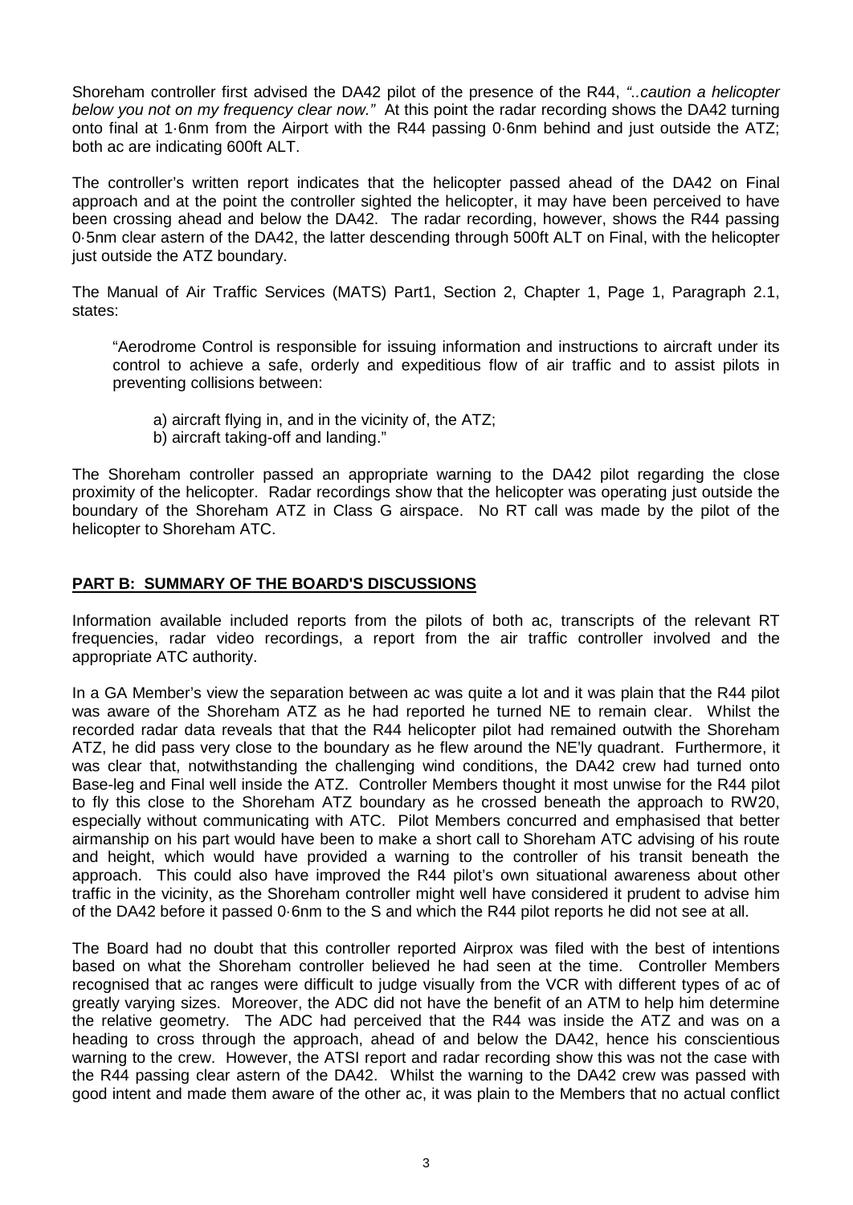Shoreham controller first advised the DA42 pilot of the presence of the R44, *"..caution a helicopter below you not on my frequency clear now."* At this point the radar recording shows the DA42 turning onto final at 1·6nm from the Airport with the R44 passing 0·6nm behind and just outside the ATZ; both ac are indicating 600ft ALT.

The controller's written report indicates that the helicopter passed ahead of the DA42 on Final approach and at the point the controller sighted the helicopter, it may have been perceived to have been crossing ahead and below the DA42. The radar recording, however, shows the R44 passing 0·5nm clear astern of the DA42, the latter descending through 500ft ALT on Final, with the helicopter just outside the ATZ boundary.

The Manual of Air Traffic Services (MATS) Part1, Section 2, Chapter 1, Page 1, Paragraph 2.1, states:

> "Aerodrome Control is responsible for issuing information and instructions to aircraft under its control to achieve a safe, orderly and expeditious flow of air traffic and to assist pilots in preventing collisions between:
>
> a) aircraft flying in, and in the vicinity of, the ATZ;
> b) aircraft taking-off and landing."

The Shoreham controller passed an appropriate warning to the DA42 pilot regarding the close proximity of the helicopter. Radar recordings show that the helicopter was operating just outside the boundary of the Shoreham ATZ in Class G airspace. No RT call was made by the pilot of the helicopter to Shoreham ATC.

## PART B: SUMMARY OF THE BOARD'S DISCUSSIONS

Information available included reports from the pilots of both ac, transcripts of the relevant RT frequencies, radar video recordings, a report from the air traffic controller involved and the appropriate ATC authority.

In a GA Member's view the separation between ac was quite a lot and it was plain that the R44 pilot was aware of the Shoreham ATZ as he had reported he turned NE to remain clear. Whilst the recorded radar data reveals that that the R44 helicopter pilot had remained outwith the Shoreham ATZ, he did pass very close to the boundary as he flew around the NE'ly quadrant. Furthermore, it was clear that, notwithstanding the challenging wind conditions, the DA42 crew had turned onto Base-leg and Final well inside the ATZ. Controller Members thought it most unwise for the R44 pilot to fly this close to the Shoreham ATZ boundary as he crossed beneath the approach to RW20, especially without communicating with ATC. Pilot Members concurred and emphasised that better airmanship on his part would have been to make a short call to Shoreham ATC advising of his route and height, which would have provided a warning to the controller of his transit beneath the approach. This could also have improved the R44 pilot's own situational awareness about other traffic in the vicinity, as the Shoreham controller might well have considered it prudent to advise him of the DA42 before it passed 0·6nm to the S and which the R44 pilot reports he did not see at all.

The Board had no doubt that this controller reported Airprox was filed with the best of intentions based on what the Shoreham controller believed he had seen at the time. Controller Members recognised that ac ranges were difficult to judge visually from the VCR with different types of ac of greatly varying sizes. Moreover, the ADC did not have the benefit of an ATM to help him determine the relative geometry. The ADC had perceived that the R44 was inside the ATZ and was on a heading to cross through the approach, ahead of and below the DA42, hence his conscientious warning to the crew. However, the ATSI report and radar recording show this was not the case with the R44 passing clear astern of the DA42. Whilst the warning to the DA42 crew was passed with good intent and made them aware of the other ac, it was plain to the Members that no actual conflict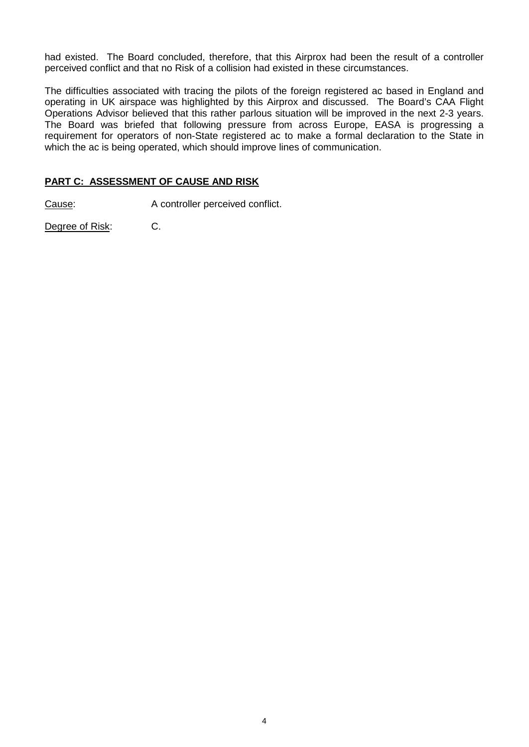had existed. The Board concluded, therefore, that this Airprox had been the result of a controller perceived conflict and that no Risk of a collision had existed in these circumstances.

The difficulties associated with tracing the pilots of the foreign registered ac based in England and operating in UK airspace was highlighted by this Airprox and discussed. The Board's CAA Flight Operations Advisor believed that this rather parlous situation will be improved in the next 2-3 years. The Board was briefed that following pressure from across Europe, EASA is progressing a requirement for operators of non-State registered ac to make a formal declaration to the State in which the ac is being operated, which should improve lines of communication.

## PART C: ASSESSMENT OF CAUSE AND RISK

Cause: A controller perceived conflict.

Degree of Risk: C.